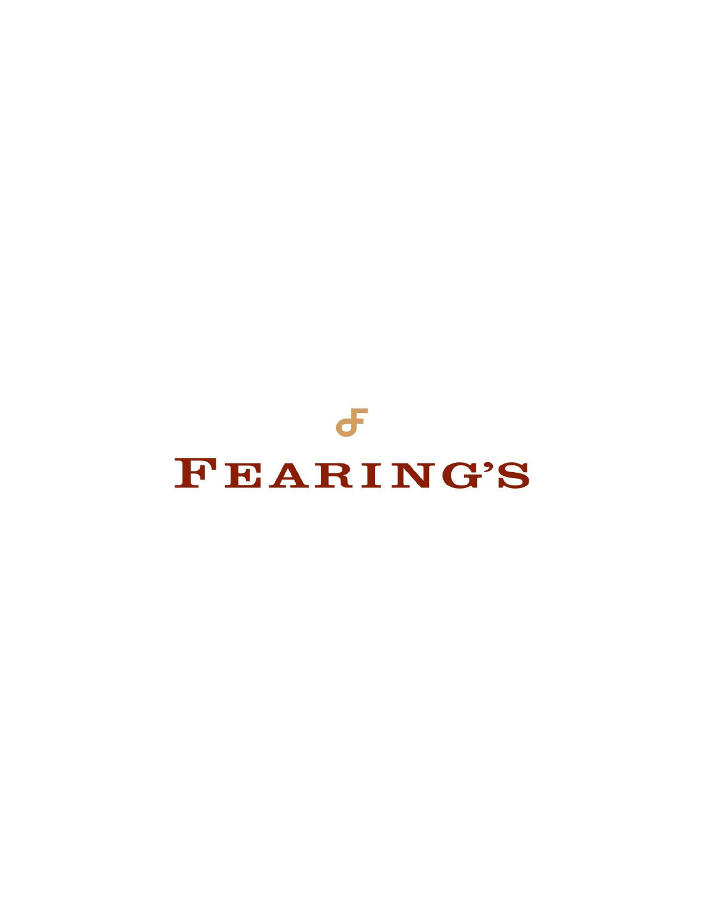# FEARING'S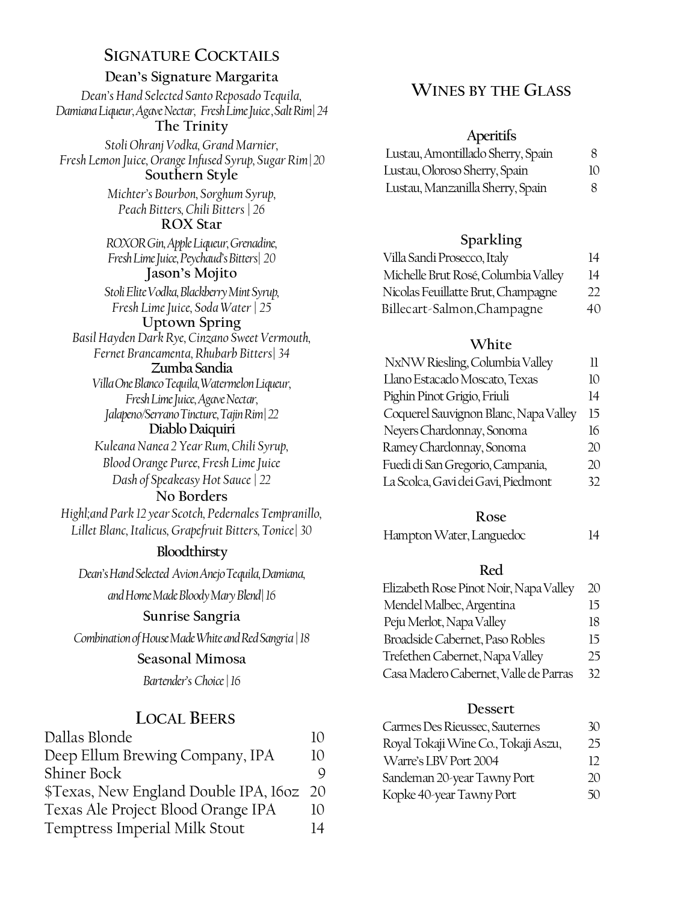## Signature Cocktails

### Dean's Signature Margarita

*Dean's Hand Selected Santo Reposado Tequila, Damiana Liqueur, Agave Nectar, Fresh Lime Juice, Salt Rim | 24*

### The Trinity

*Stoli Ohranj Vodka, Grand Marnier, Fresh Lemon Juice, Orange Infused Syrup, Sugar Rim | 20*

### Southern Style

*Michter's Bourbon, Sorghum Syrup, Peach Bitters, Chili Bitters | 26*

### ROX Star

*ROXOR Gin, Apple Liqueur, Grenadine, Fresh Lime Juice, Peychaud's Bitters | 20*

### Jason's Mojito

*Stoli Elite Vodka, Blackberry Mint Syrup, Fresh Lime Juice, Soda Water | 25*

### Uptown Spring

*Basil Hayden Dark Rye, Cinzano Sweet Vermouth, Fernet Brancamenta, Rhubarb Bitters | 34*

### Zumba Sandia

*Villa One Blanco Tequila, Watermelon Liqueur, Fresh Lime Juice, Agave Nectar, Jalapeno/Serrano Tincture, Tajin Rim | 22*

### Diablo Daiquiri

*Kuleana Nanea 2 Year Rum, Chili Syrup, Blood Orange Puree, Fresh Lime Juice Dash of Speakeasy Hot Sauce | 22*

### No Borders

*Highl;and Park 12 year Scotch, Pedernales Tempranillo, Lillet Blanc, Italicus, Grapefruit Bitters, Tonice | 30*

### Bloodthirsty

*Dean's Hand Selected Avion Anejo Tequila, Damiana, and Home Made Bloody Mary Blend | 16*

### Sunrise Sangria

*Combination of House Made White and Red Sangria | 18*

### Seasonal Mimosa

*Bartender's Choice | 16*

## Local Beers

| | |
|---|---|
| Dallas Blonde | 10 |
| Deep Ellum Brewing Company, IPA | 10 |
| Shiner Bock | 9 |
| $Texas, New England Double IPA, 16oz | 20 |
| Texas Ale Project Blood Orange IPA | 10 |
| Temptress Imperial Milk Stout | 14 |

## Wines by the Glass

### Aperitifs

| | |
|---|---|
| Lustau, Amontillado Sherry, Spain | 8 |
| Lustau, Oloroso Sherry, Spain | 10 |
| Lustau, Manzanilla Sherry, Spain | 8 |

### Sparkling

| | |
|---|---|
| Villa Sandi Prosecco, Italy | 14 |
| Michelle Brut Rosé, Columbia Valley | 14 |
| Nicolas Feuillatte Brut, Champagne | 22 |
| Billecart-Salmon, Champagne | 40 |

### White

| | |
|---|---|
| NxNW Riesling, Columbia Valley | 11 |
| Llano Estacado Moscato, Texas | 10 |
| Pighin Pinot Grigio, Friuli | 14 |
| Coquerel Sauvignon Blanc, Napa Valley | 15 |
| Neyers Chardonnay, Sonoma | 16 |
| Ramey Chardonnay, Sonoma | 20 |
| Fuedi di San Gregorio, Campania, | 20 |
| La Scolca, Gavi dei Gavi, Piedmont | 32 |

### Rose

| | |
|---|---|
| Hampton Water, Languedoc | 14 |

### Red

| | |
|---|---|
| Elizabeth Rose Pinot Noir, Napa Valley | 20 |
| Mendel Malbec, Argentina | 15 |
| Peju Merlot, Napa Valley | 18 |
| Broadside Cabernet, Paso Robles | 15 |
| Trefethen Cabernet, Napa Valley | 25 |
| Casa Madero Cabernet, Valle de Parras | 32 |

### Dessert

| | |
|---|---|
| Carmes Des Rieussec, Sauternes | 30 |
| Royal Tokaji Wine Co., Tokaji Aszu, | 25 |
| Warre's LBV Port 2004 | 12 |
| Sandeman 20-year Tawny Port | 20 |
| Kopke 40-year Tawny Port | 50 |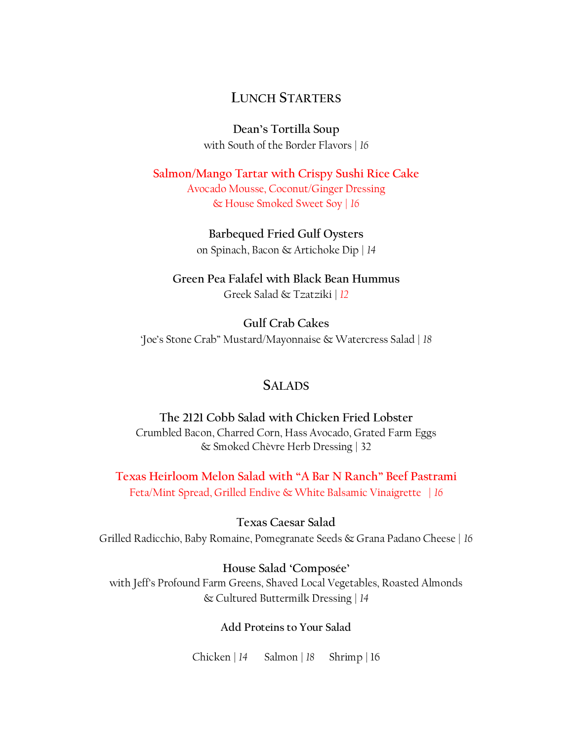## LUNCH STARTERS

**Dean's Tortilla Soup**
with South of the Border Flavors | *16*

**Salmon/Mango Tartar with Crispy Sushi Rice Cake**
Avocado Mousse, Coconut/Ginger Dressing
& House Smoked Sweet Soy | *16*

**Barbequed Fried Gulf Oysters**
on Spinach, Bacon & Artichoke Dip | *14*

**Green Pea Falafel with Black Bean Hummus**
Greek Salad & Tzatziki | *12*

**Gulf Crab Cakes**
'Joe's Stone Crab" Mustard/Mayonnaise & Watercress Salad | *18*

## SALADS

**The 2121 Cobb Salad with Chicken Fried Lobster**
Crumbled Bacon, Charred Corn, Hass Avocado, Grated Farm Eggs
& Smoked Chèvre Herb Dressing | 32

**Texas Heirloom Melon Salad with "A Bar N Ranch" Beef Pastrami**
Feta/Mint Spread, Grilled Endive & White Balsamic Vinaigrette | *16*

**Texas Caesar Salad**
Grilled Radicchio, Baby Romaine, Pomegranate Seeds & Grana Padano Cheese | *16*

**House Salad 'Composée'**
with Jeff's Profound Farm Greens, Shaved Local Vegetables, Roasted Almonds
& Cultured Buttermilk Dressing | *14*

**Add Proteins to Your Salad**

Chicken | *14*    Salmon | *18*    Shrimp | 16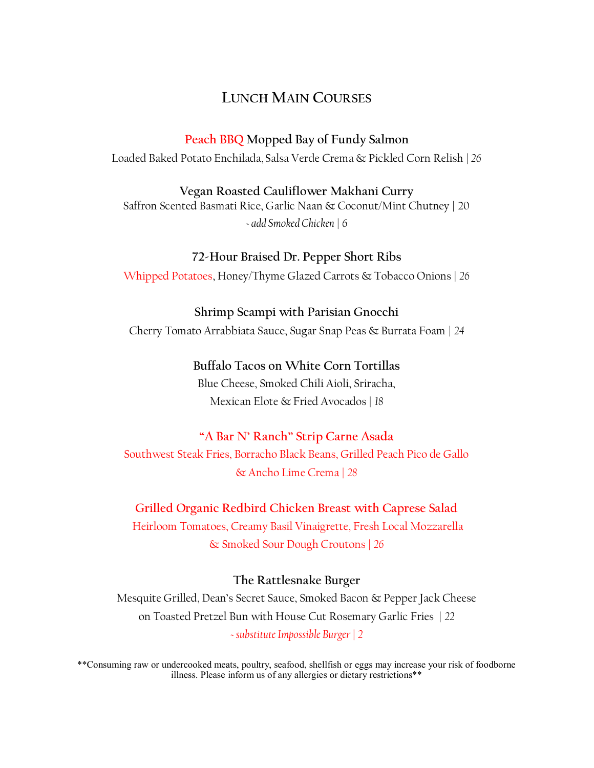# Lunch Main Courses

**Peach BBQ Mopped Bay of Fundy Salmon**

Loaded Baked Potato Enchilada, Salsa Verde Crema & Pickled Corn Relish | *26*

**Vegan Roasted Cauliflower Makhani Curry**

Saffron Scented Basmati Rice, Garlic Naan & Coconut/Mint Chutney | 20

*~ add Smoked Chicken | 6*

**72-Hour Braised Dr. Pepper Short Ribs**

Whipped Potatoes, Honey/Thyme Glazed Carrots & Tobacco Onions | *26*

**Shrimp Scampi with Parisian Gnocchi**

Cherry Tomato Arrabbiata Sauce, Sugar Snap Peas & Burrata Foam | *24*

**Buffalo Tacos on White Corn Tortillas**

Blue Cheese, Smoked Chili Aioli, Sriracha,
Mexican Elote & Fried Avocados | *18*

**"A Bar N' Ranch" Strip Carne Asada**

Southwest Steak Fries, Borracho Black Beans, Grilled Peach Pico de Gallo
& Ancho Lime Crema | *28*

**Grilled Organic Redbird Chicken Breast with Caprese Salad**

Heirloom Tomatoes, Creamy Basil Vinaigrette, Fresh Local Mozzarella
& Smoked Sour Dough Croutons | *26*

**The Rattlesnake Burger**

Mesquite Grilled, Dean's Secret Sauce, Smoked Bacon & Pepper Jack Cheese
on Toasted Pretzel Bun with House Cut Rosemary Garlic Fries | *22*

*~ substitute Impossible Burger | 2*

**Consuming raw or undercooked meats, poultry, seafood, shellfish or eggs may increase your risk of foodborne illness. Please inform us of any allergies or dietary restrictions**